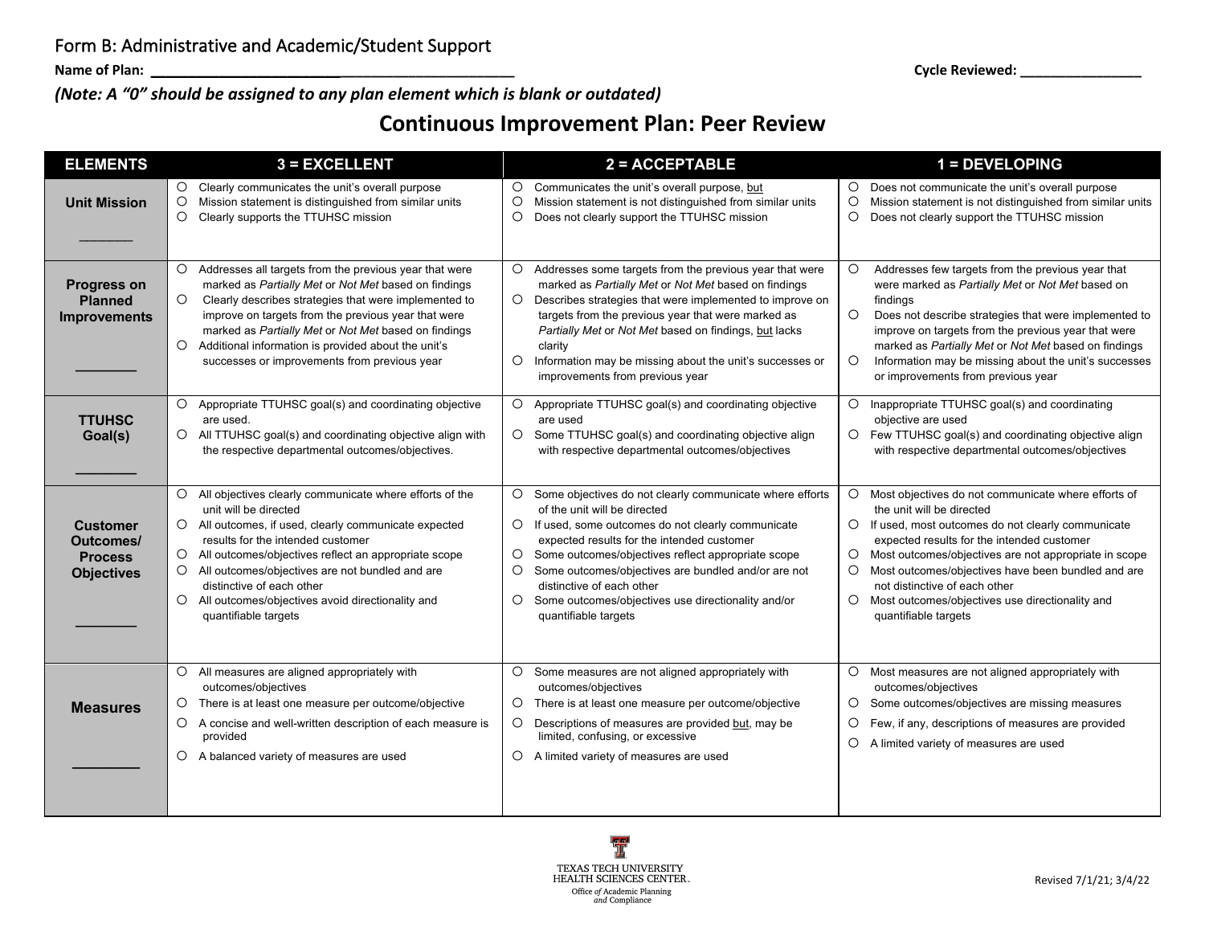Form B: Administrative and Academic/Student Support

**Name of Plan:** ______________________________________________ **Cycle Reviewed:** ________________

***(Note: A "0" should be assigned to any plan element which is blank or outdated)***

# Continuous Improvement Plan: Peer Review

| ELEMENTS | 3 = EXCELLENT | 2 = ACCEPTABLE | 1 = DEVELOPING |
|---|---|---|---|
| **Unit Mission** _______ | ○ Clearly communicates the unit's overall purpose<br>○ Mission statement is distinguished from similar units<br>○ Clearly supports the TTUHSC mission | ○ Communicates the unit's overall purpose, <u>but</u><br>○ Mission statement is not distinguished from similar units<br>○ Does not clearly support the TTUHSC mission | ○ Does not communicate the unit's overall purpose<br>○ Mission statement is not distinguished from similar units<br>○ Does not clearly support the TTUHSC mission |
| **Progress on Planned Improvements** ________ | ○ Addresses all targets from the previous year that were marked as *Partially Met* or *Not Met* based on findings<br>○ Clearly describes strategies that were implemented to improve on targets from the previous year that were marked as *Partially Met* or *Not Met* based on findings<br>○ Additional information is provided about the unit's successes or improvements from previous year | ○ Addresses some targets from the previous year that were marked as *Partially Met* or *Not Met* based on findings<br>○ Describes strategies that were implemented to improve on targets from the previous year that were marked as *Partially Met* or *Not Met* based on findings, <u>but</u> lacks clarity<br>○ Information may be missing about the unit's successes or improvements from previous year | ○ Addresses few targets from the previous year that were marked as *Partially Met* or *Not Met* based on findings<br>○ Does not describe strategies that were implemented to improve on targets from the previous year that were marked as *Partially Met* or *Not Met* based on findings<br>○ Information may be missing about the unit's successes or improvements from previous year |
| **TTUHSC Goal(s)** ________ | ○ Appropriate TTUHSC goal(s) and coordinating objective are used.<br>○ All TTUHSC goal(s) and coordinating objective align with the respective departmental outcomes/objectives. | ○ Appropriate TTUHSC goal(s) and coordinating objective are used<br>○ Some TTUHSC goal(s) and coordinating objective align with respective departmental outcomes/objectives | ○ Inappropriate TTUHSC goal(s) and coordinating objective are used<br>○ Few TTUHSC goal(s) and coordinating objective align with respective departmental outcomes/objectives |
| **Customer Outcomes/ Process Objectives** ________ | ○ All objectives clearly communicate where efforts of the unit will be directed<br>○ All outcomes, if used, clearly communicate expected results for the intended customer<br>○ All outcomes/objectives reflect an appropriate scope<br>○ All outcomes/objectives are not bundled and are distinctive of each other<br>○ All outcomes/objectives avoid directionality and quantifiable targets | ○ Some objectives do not clearly communicate where efforts of the unit will be directed<br>○ If used, some outcomes do not clearly communicate expected results for the intended customer<br>○ Some outcomes/objectives reflect appropriate scope<br>○ Some outcomes/objectives are bundled and/or are not distinctive of each other<br>○ Some outcomes/objectives use directionality and/or quantifiable targets | ○ Most objectives do not communicate where efforts of the unit will be directed<br>○ If used, most outcomes do not clearly communicate expected results for the intended customer<br>○ Most outcomes/objectives are not appropriate in scope<br>○ Most outcomes/objectives have been bundled and are not distinctive of each other<br>○ Most outcomes/objectives use directionality and quantifiable targets |
| **Measures** ________ | ○ All measures are aligned appropriately with outcomes/objectives<br>○ There is at least one measure per outcome/objective<br>○ A concise and well-written description of each measure is provided<br>○ A balanced variety of measures are used | ○ Some measures are not aligned appropriately with outcomes/objectives<br>○ There is at least one measure per outcome/objective<br>○ Descriptions of measures are provided <u>but</u>, may be limited, confusing, or excessive<br>○ A limited variety of measures are used | ○ Most measures are not aligned appropriately with outcomes/objectives<br>○ Some outcomes/objectives are missing measures<br>○ Few, if any, descriptions of measures are provided<br>○ A limited variety of measures are used |

TEXAS TECH UNIVERSITY HEALTH SCIENCES CENTER.
Office *of* Academic Planning *and* Compliance

Revised 7/1/21; 3/4/22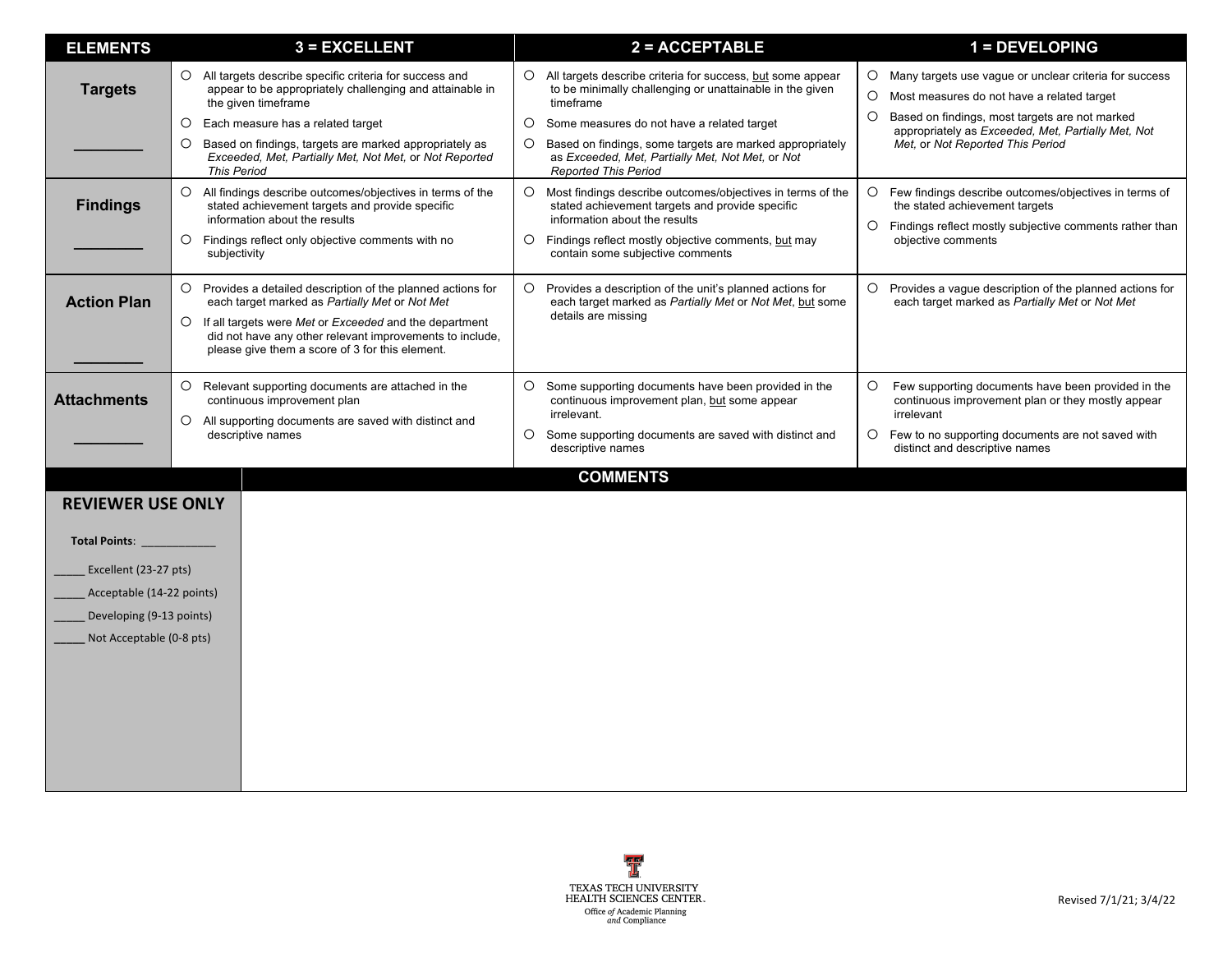| ELEMENTS | 3 = EXCELLENT | 2 = ACCEPTABLE | 1 = DEVELOPING |
|---|---|---|---|
| **Targets** ________ | ○ All targets describe specific criteria for success and appear to be appropriately challenging and attainable in the given timeframe<br>○ Each measure has a related target<br>○ Based on findings, targets are marked appropriately as *Exceeded, Met, Partially Met, Not Met,* or *Not Reported This Period* | ○ All targets describe criteria for success, but some appear to be minimally challenging or unattainable in the given timeframe<br>○ Some measures do not have a related target<br>○ Based on findings, some targets are marked appropriately as *Exceeded, Met, Partially Met, Not Met,* or *Not Reported This Period* | ○ Many targets use vague or unclear criteria for success<br>○ Most measures do not have a related target<br>○ Based on findings, most targets are not marked appropriately as *Exceeded, Met, Partially Met, Not Met,* or *Not Reported This Period* |
| **Findings** ________ | ○ All findings describe outcomes/objectives in terms of the stated achievement targets and provide specific information about the results<br>○ Findings reflect only objective comments with no subjectivity | ○ Most findings describe outcomes/objectives in terms of the stated achievement targets and provide specific information about the results<br>○ Findings reflect mostly objective comments, but may contain some subjective comments | ○ Few findings describe outcomes/objectives in terms of the stated achievement targets<br>○ Findings reflect mostly subjective comments rather than objective comments |
| **Action Plan** ________ | ○ Provides a detailed description of the planned actions for each target marked as *Partially Met* or *Not Met*<br>○ If all targets were *Met* or *Exceeded* and the department did not have any other relevant improvements to include, please give them a score of 3 for this element. | ○ Provides a description of the unit's planned actions for each target marked as *Partially Met* or *Not Met*, but some details are missing | ○ Provides a vague description of the planned actions for each target marked as *Partially Met* or *Not Met* |
| **Attachments** ________ | ○ Relevant supporting documents are attached in the continuous improvement plan<br>○ All supporting documents are saved with distinct and descriptive names | ○ Some supporting documents have been provided in the continuous improvement plan, but some appear irrelevant.<br>○ Some supporting documents are saved with distinct and descriptive names | ○ Few supporting documents have been provided in the continuous improvement plan or they mostly appear irrelevant<br>○ Few to no supporting documents are not saved with distinct and descriptive names |

| REVIEWER USE ONLY | COMMENTS |
|---|---|
| **Total Points**: ____________<br>_____ Excellent (23-27 pts)<br>_____ Acceptable (14-22 points)<br>_____ Developing (9-13 points)<br>_____ Not Acceptable (0-8 pts) | |

TEXAS TECH UNIVERSITY HEALTH SCIENCES CENTER.
Office *of* Academic Planning *and* Compliance

Revised 7/1/21; 3/4/22